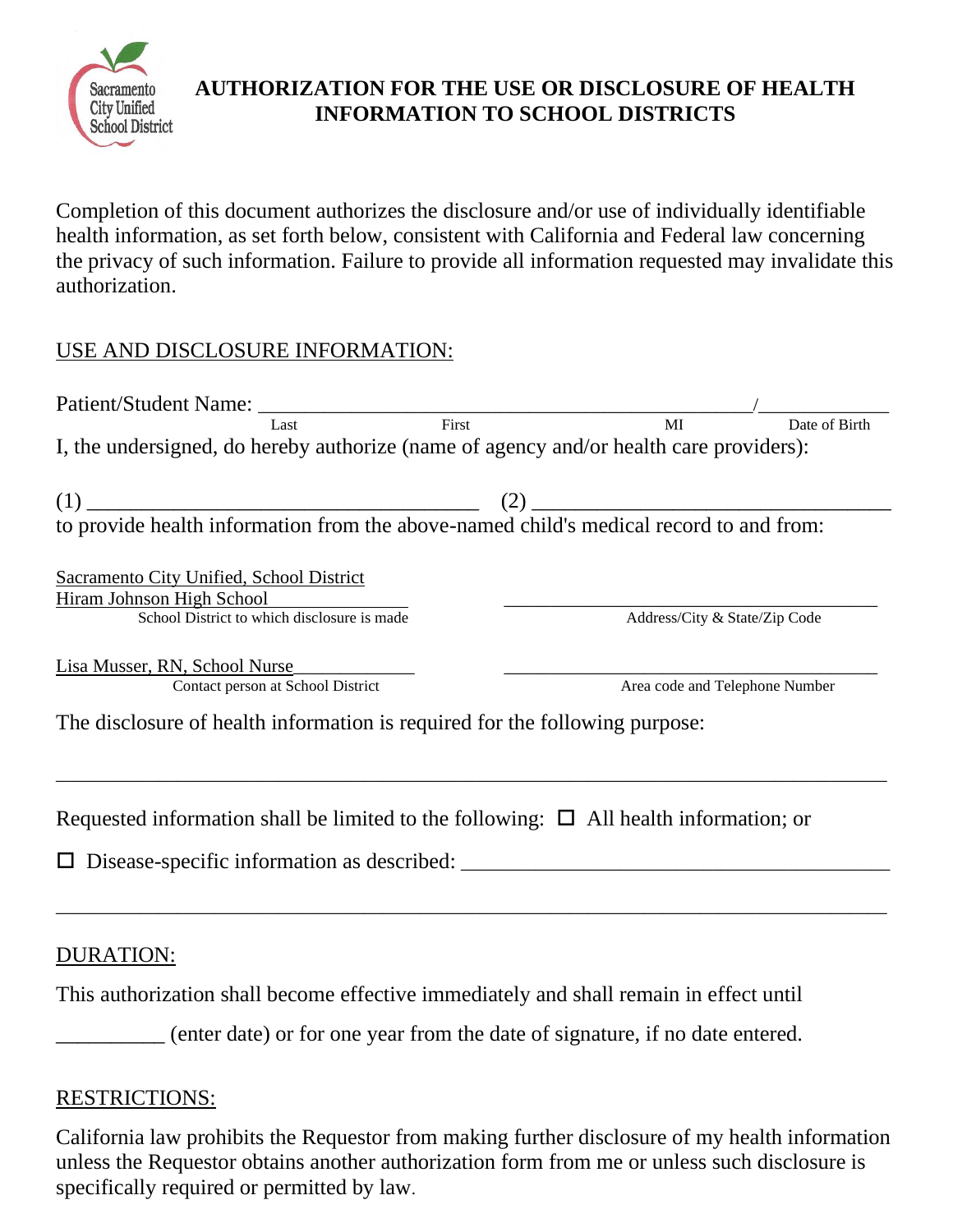Sacramento City Unified School District

# AUTHORIZATION FOR THE USE OR DISCLOSURE OF HEALTH INFORMATION TO SCHOOL DISTRICTS

Completion of this document authorizes the disclosure and/or use of individually identifiable health information, as set forth below, consistent with California and Federal law concerning the privacy of such information. Failure to provide all information requested may invalidate this authorization.

## USE AND DISCLOSURE INFORMATION:

Patient/Student Name: ________________________________________________/____________

Last First MI Date of Birth

I, the undersigned, do hereby authorize (name of agency and/or health care providers):

(1) _____________________________________ (2) _________________________________

to provide health information from the above-named child's medical record to and from:

Sacramento City Unified, School District
Hiram Johnson High School
School District to which disclosure is made

____________________________________
Address/City & State/Zip Code

Lisa Musser, RN, School Nurse____________
Contact person at School District

____________________________________
Area code and Telephone Number

The disclosure of health information is required for the following purpose:

_____________________________________________________________________________

Requested information shall be limited to the following: ☐ All health information; or

☐ Disease-specific information as described: ________________________________________

_____________________________________________________________________________

## DURATION:

This authorization shall become effective immediately and shall remain in effect until

__________ (enter date) or for one year from the date of signature, if no date entered.

## RESTRICTIONS:

California law prohibits the Requestor from making further disclosure of my health information unless the Requestor obtains another authorization form from me or unless such disclosure is specifically required or permitted by law.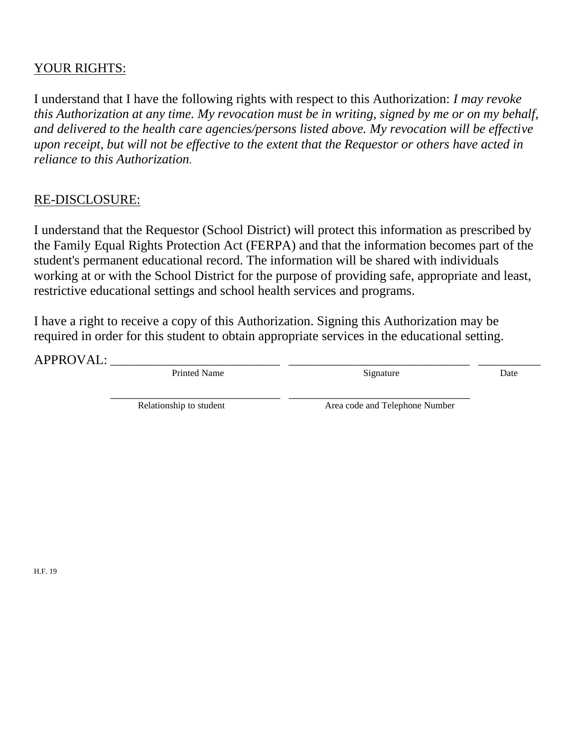<u>YOUR RIGHTS:</u>

I understand that I have the following rights with respect to this Authorization: *I may revoke this Authorization at any time. My revocation must be in writing, signed by me or on my behalf, and delivered to the health care agencies/persons listed above. My revocation will be effective upon receipt, but will not be effective to the extent that the Requestor or others have acted in reliance to this Authorization.*

<u>RE-DISCLOSURE:</u>

I understand that the Requestor (School District) will protect this information as prescribed by the Family Equal Rights Protection Act (FERPA) and that the information becomes part of the student's permanent educational record. The information will be shared with individuals working at or with the School District for the purpose of providing safe, appropriate and least, restrictive educational settings and school health services and programs.

I have a right to receive a copy of this Authorization. Signing this Authorization may be required in order for this student to obtain appropriate services in the educational setting.

APPROVAL: ___________________________ _____________________________ __________

Printed Name | Signature | Date

_____________________________ _____________________________

Relationship to student | Area code and Telephone Number

H.F. 19